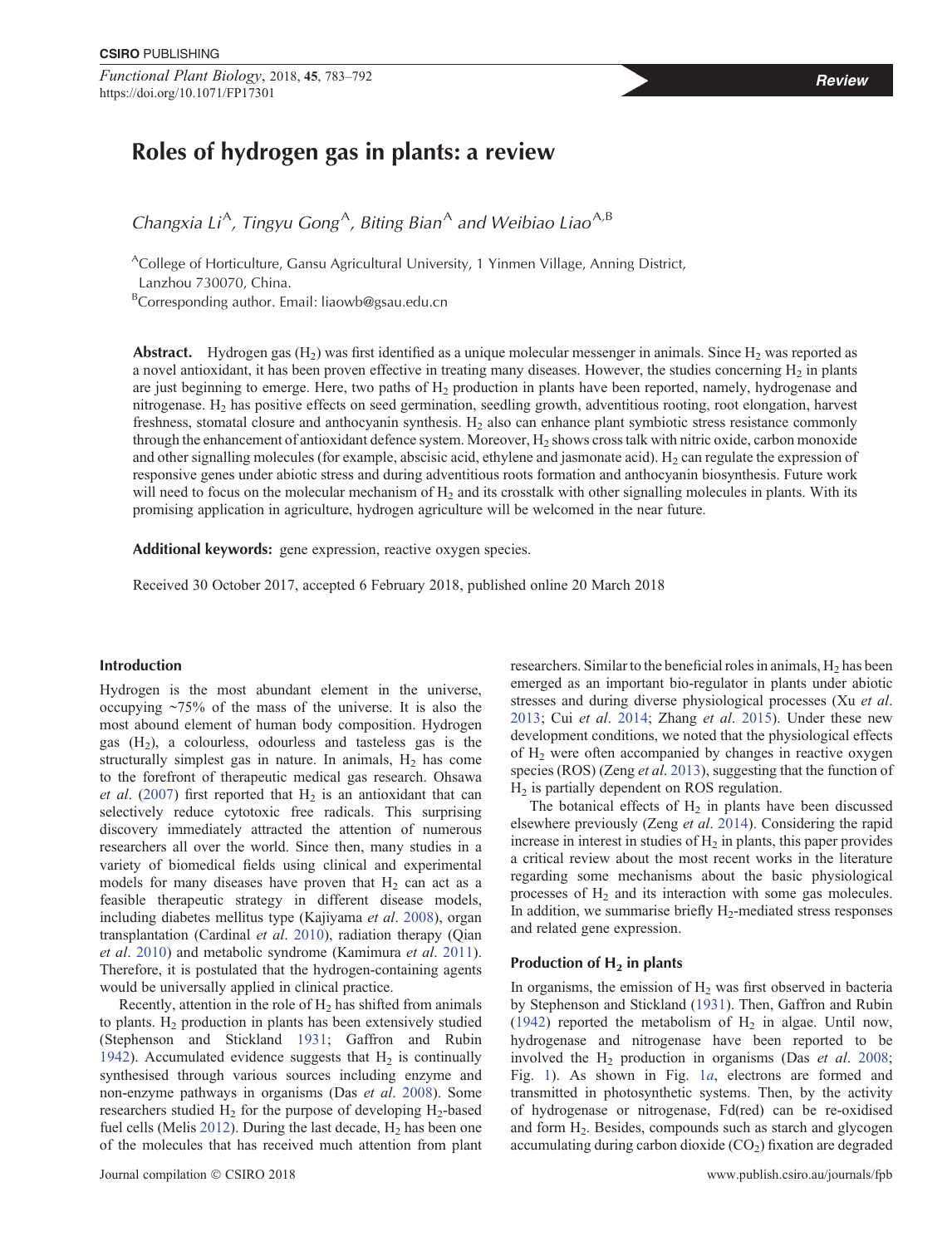# Roles of hydrogen gas in plants: a review

*Changxia Li*[A], *Tingyu Gong*[A], *Biting Bian*[A] *and Weibiao Liao*[A,B]

[A]College of Horticulture, Gansu Agricultural University, 1 Yinmen Village, Anning District, Lanzhou 730070, China.

[B]Corresponding author. Email: liaowb@gsau.edu.cn

**Abstract.** Hydrogen gas ($H_2$) was first identified as a unique molecular messenger in animals. Since $H_2$ was reported as a novel antioxidant, it has been proven effective in treating many diseases. However, the studies concerning $H_2$ in plants are just beginning to emerge. Here, two paths of $H_2$ production in plants have been reported, namely, hydrogenase and nitrogenase. $H_2$ has positive effects on seed germination, seedling growth, adventitious rooting, root elongation, harvest freshness, stomatal closure and anthocyanin synthesis. $H_2$ also can enhance plant symbiotic stress resistance commonly through the enhancement of antioxidant defence system. Moreover, $H_2$ shows cross talk with nitric oxide, carbon monoxide and other signalling molecules (for example, abscisic acid, ethylene and jasmonate acid). $H_2$ can regulate the expression of responsive genes under abiotic stress and during adventitious roots formation and anthocyanin biosynthesis. Future work will need to focus on the molecular mechanism of $H_2$ and its crosstalk with other signalling molecules in plants. With its promising application in agriculture, hydrogen agriculture will be welcomed in the near future.

**Additional keywords:** gene expression, reactive oxygen species.

Received 30 October 2017, accepted 6 February 2018, published online 20 March 2018

## Introduction

Hydrogen is the most abundant element in the universe, occupying ~75% of the mass of the universe. It is also the most abound element of human body composition. Hydrogen gas ($H_2$), a colourless, odourless and tasteless gas is the structurally simplest gas in nature. In animals, $H_2$ has come to the forefront of therapeutic medical gas research. Ohsawa *et al*. (2007) first reported that $H_2$ is an antioxidant that can selectively reduce cytotoxic free radicals. This surprising discovery immediately attracted the attention of numerous researchers all over the world. Since then, many studies in a variety of biomedical fields using clinical and experimental models for many diseases have proven that $H_2$ can act as a feasible therapeutic strategy in different disease models, including diabetes mellitus type (Kajiyama *et al*. 2008), organ transplantation (Cardinal *et al*. 2010), radiation therapy (Qian *et al*. 2010) and metabolic syndrome (Kamimura *et al*. 2011). Therefore, it is postulated that the hydrogen-containing agents would be universally applied in clinical practice.

Recently, attention in the role of $H_2$ has shifted from animals to plants. $H_2$ production in plants has been extensively studied (Stephenson and Stickland 1931; Gaffron and Rubin 1942). Accumulated evidence suggests that $H_2$ is continually synthesised through various sources including enzyme and non-enzyme pathways in organisms (Das *et al*. 2008). Some researchers studied $H_2$ for the purpose of developing $H_2$-based fuel cells (Melis 2012). During the last decade, $H_2$ has been one of the molecules that has received much attention from plant researchers. Similar to the beneficial roles in animals, $H_2$ has been emerged as an important bio-regulator in plants under abiotic stresses and during diverse physiological processes (Xu *et al*. 2013; Cui *et al*. 2014; Zhang *et al*. 2015). Under these new development conditions, we noted that the physiological effects of $H_2$ were often accompanied by changes in reactive oxygen species (ROS) (Zeng *et al*. 2013), suggesting that the function of $H_2$ is partially dependent on ROS regulation.

The botanical effects of $H_2$ in plants have been discussed elsewhere previously (Zeng *et al*. 2014). Considering the rapid increase in interest in studies of $H_2$ in plants, this paper provides a critical review about the most recent works in the literature regarding some mechanisms about the basic physiological processes of $H_2$ and its interaction with some gas molecules. In addition, we summarise briefly $H_2$-mediated stress responses and related gene expression.

## Production of $H_2$ in plants

In organisms, the emission of $H_2$ was first observed in bacteria by Stephenson and Stickland (1931). Then, Gaffron and Rubin (1942) reported the metabolism of $H_2$ in algae. Until now, hydrogenase and nitrogenase have been reported to be involved the $H_2$ production in organisms (Das *et al*. 2008; Fig. 1). As shown in Fig. 1*a*, electrons are formed and transmitted in photosynthetic systems. Then, by the activity of hydrogenase or nitrogenase, Fd(red) can be re-oxidised and form $H_2$. Besides, compounds such as starch and glycogen accumulating during carbon dioxide ($CO_2$) fixation are degraded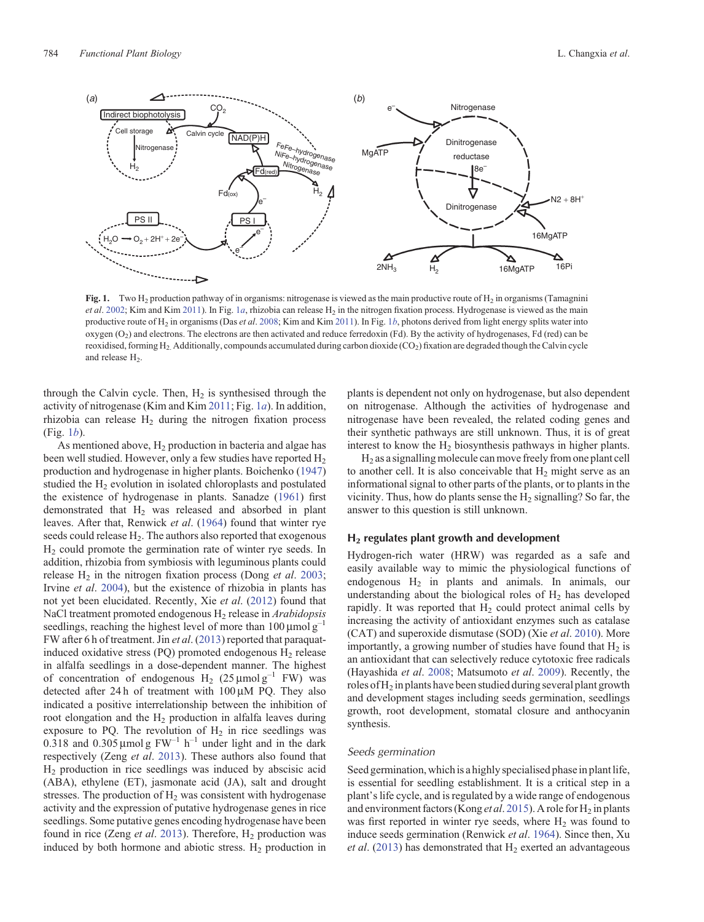**Fig. 1.** Two $H_2$ production pathway of in organisms: nitrogenase is viewed as the main productive route of $H_2$ in organisms (Tamagnini *et al*. 2002; Kim and Kim 2011). In Fig. 1*a*, rhizobia can release $H_2$ in the nitrogen fixation process. Hydrogenase is viewed as the main productive route of $H_2$ in organisms (Das *et al*. 2008; Kim and Kim 2011). In Fig. 1*b*, photons derived from light energy splits water into oxygen ($O_2$) and electrons. The electrons are then activated and reduce ferredoxin (Fd). By the activity of hydrogenases, Fd (red) can be reoxidised, forming $H_2$. Additionally, compounds accumulated during carbon dioxide ($CO_2$) fixation are degraded though the Calvin cycle and release $H_2$.

through the Calvin cycle. Then, $H_2$ is synthesised through the activity of nitrogenase (Kim and Kim 2011; Fig. 1*a*). In addition, rhizobia can release $H_2$ during the nitrogen fixation process (Fig. 1*b*).

As mentioned above, $H_2$ production in bacteria and algae has been well studied. However, only a few studies have reported $H_2$ production and hydrogenase in higher plants. Boichenko (1947) studied the $H_2$ evolution in isolated chloroplasts and postulated the existence of hydrogenase in plants. Sanadze (1961) first demonstrated that $H_2$ was released and absorbed in plant leaves. After that, Renwick *et al*. (1964) found that winter rye seeds could release $H_2$. The authors also reported that exogenous $H_2$ could promote the germination rate of winter rye seeds. In addition, rhizobia from symbiosis with leguminous plants could release $H_2$ in the nitrogen fixation process (Dong *et al*. 2003; Irvine *et al*. 2004), but the existence of rhizobia in plants has not yet been elucidated. Recently, Xie *et al*. (2012) found that NaCl treatment promoted endogenous $H_2$ release in *Arabidopsis* seedlings, reaching the highest level of more than 100 $\mu$mol g$^{-1}$ FW after 6 h of treatment. Jin *et al*. (2013) reported that paraquat-induced oxidative stress (PQ) promoted endogenous $H_2$ release in alfalfa seedlings in a dose-dependent manner. The highest of concentration of endogenous $H_2$ (25 $\mu$mol g$^{-1}$ FW) was detected after 24 h of treatment with 100 $\mu$M PQ. They also indicated a positive interrelationship between the inhibition of root elongation and the $H_2$ production in alfalfa leaves during exposure to PQ. The revolution of $H_2$ in rice seedlings was 0.318 and 0.305 $\mu$mol g FW$^{-1}$ h$^{-1}$ under light and in the dark respectively (Zeng *et al*. 2013). These authors also found that $H_2$ production in rice seedlings was induced by abscisic acid (ABA), ethylene (ET), jasmonate acid (JA), salt and drought stresses. The production of $H_2$ was consistent with hydrogenase activity and the expression of putative hydrogenase genes in rice seedlings. Some putative genes encoding hydrogenase have been found in rice (Zeng *et al*. 2013). Therefore, $H_2$ production was induced by both hormone and abiotic stress. $H_2$ production in plants is dependent not only on hydrogenase, but also dependent on nitrogenase. Although the activities of hydrogenase and nitrogenase have been revealed, the related coding genes and their synthetic pathways are still unknown. Thus, it is of great interest to know the $H_2$ biosynthesis pathways in higher plants.

$H_2$ as a signalling molecule can move freely from one plant cell to another cell. It is also conceivable that $H_2$ might serve as an informational signal to other parts of the plants, or to plants in the vicinity. Thus, how do plants sense the $H_2$ signalling? So far, the answer to this question is still unknown.

## $H_2$ regulates plant growth and development

Hydrogen-rich water (HRW) was regarded as a safe and easily available way to mimic the physiological functions of endogenous $H_2$ in plants and animals. In animals, our understanding about the biological roles of $H_2$ has developed rapidly. It was reported that $H_2$ could protect animal cells by increasing the activity of antioxidant enzymes such as catalase (CAT) and superoxide dismutase (SOD) (Xie *et al*. 2010). More importantly, a growing number of studies have found that $H_2$ is an antioxidant that can selectively reduce cytotoxic free radicals (Hayashida *et al*. 2008; Matsumoto *et al*. 2009). Recently, the roles of $H_2$ in plants have been studied during several plant growth and development stages including seeds germination, seedlings growth, root development, stomatal closure and anthocyanin synthesis.

### *Seeds germination*

Seed germination, which is a highly specialised phase in plant life, is essential for seedling establishment. It is a critical step in a plant's life cycle, and is regulated by a wide range of endogenous and environment factors (Kong *et al*. 2015). A role for $H_2$ in plants was first reported in winter rye seeds, where $H_2$ was found to induce seeds germination (Renwick *et al*. 1964). Since then, Xu *et al*. (2013) has demonstrated that $H_2$ exerted an advantageous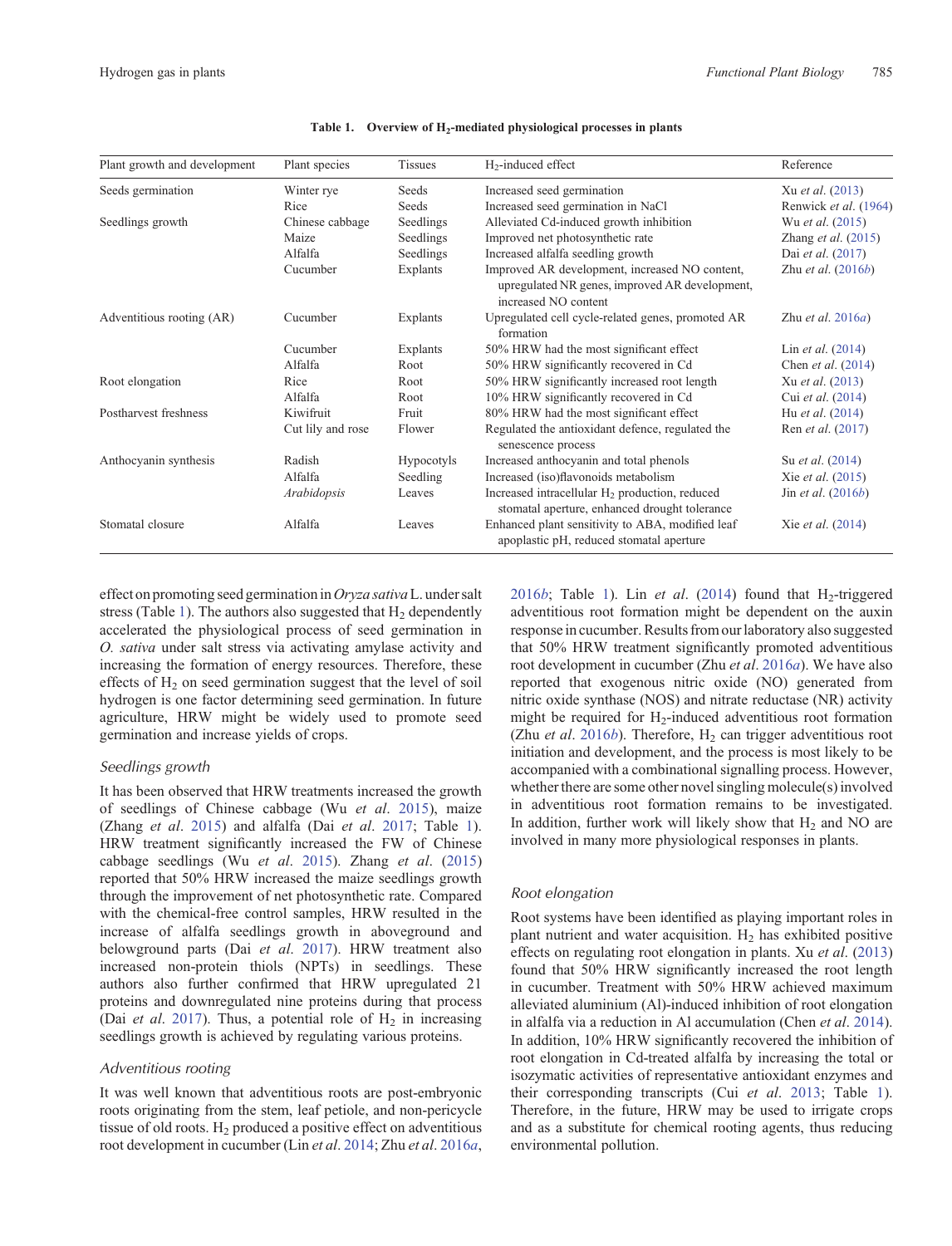**Table 1. Overview of $H_2$-mediated physiological processes in plants**

| Plant growth and development | Plant species | Tissues | $H_2$-induced effect | Reference |
|---|---|---|---|---|
| Seeds germination | Winter rye | Seeds | Increased seed germination | Xu *et al*. (2013) |
| | Rice | Seeds | Increased seed germination in NaCl | Renwick *et al*. (1964) |
| Seedlings growth | Chinese cabbage | Seedlings | Alleviated Cd-induced growth inhibition | Wu *et al*. (2015) |
| | Maize | Seedlings | Improved net photosynthetic rate | Zhang *et al*. (2015) |
| | Alfalfa | Seedlings | Increased alfalfa seedling growth | Dai *et al*. (2017) |
| | Cucumber | Explants | Improved AR development, increased NO content, upregulated NR genes, improved AR development, increased NO content | Zhu *et al*. (2016*b*) |
| Adventitious rooting (AR) | Cucumber | Explants | Upregulated cell cycle-related genes, promoted AR formation | Zhu *et al*. 2016*a*) |
| | Cucumber | Explants | 50% HRW had the most significant effect | Lin *et al*. (2014) |
| | Alfalfa | Root | 50% HRW significantly recovered in Cd | Chen *et al*. (2014) |
| Root elongation | Rice | Root | 50% HRW significantly increased root length | Xu *et al*. (2013) |
| | Alfalfa | Root | 10% HRW significantly recovered in Cd | Cui *et al*. (2014) |
| Postharvest freshness | Kiwifruit | Fruit | 80% HRW had the most significant effect | Hu *et al*. (2014) |
| | Cut lily and rose | Flower | Regulated the antioxidant defence, regulated the senescence process | Ren *et al*. (2017) |
| Anthocyanin synthesis | Radish | Hypocotyls | Increased anthocyanin and total phenols | Su *et al*. (2014) |
| | Alfalfa | Seedling | Increased (iso)flavonoids metabolism | Xie *et al*. (2015) |
| | *Arabidopsis* | Leaves | Increased intracellular $H_2$ production, reduced stomatal aperture, enhanced drought tolerance | Jin *et al*. (2016*b*) |
| Stomatal closure | Alfalfa | Leaves | Enhanced plant sensitivity to ABA, modified leaf apoplastic pH, reduced stomatal aperture | Xie *et al*. (2014) |

effect on promoting seed germination in *Oryza sativa* L. under salt stress (Table 1). The authors also suggested that $H_2$ dependently accelerated the physiological process of seed germination in *O. sativa* under salt stress via activating amylase activity and increasing the formation of energy resources. Therefore, these effects of $H_2$ on seed germination suggest that the level of soil hydrogen is one factor determining seed germination. In future agriculture, HRW might be widely used to promote seed germination and increase yields of crops.

### Seedlings growth

It has been observed that HRW treatments increased the growth of seedlings of Chinese cabbage (Wu *et al*. 2015), maize (Zhang *et al*. 2015) and alfalfa (Dai *et al*. 2017; Table 1). HRW treatment significantly increased the FW of Chinese cabbage seedlings (Wu *et al*. 2015). Zhang *et al*. (2015) reported that 50% HRW increased the maize seedlings growth through the improvement of net photosynthetic rate. Compared with the chemical-free control samples, HRW resulted in the increase of alfalfa seedlings growth in aboveground and belowground parts (Dai *et al*. 2017). HRW treatment also increased non-protein thiols (NPTs) in seedlings. These authors also further confirmed that HRW upregulated 21 proteins and downregulated nine proteins during that process (Dai *et al*. 2017). Thus, a potential role of $H_2$ in increasing seedlings growth is achieved by regulating various proteins.

### Adventitious rooting

It was well known that adventitious roots are post-embryonic roots originating from the stem, leaf petiole, and non-pericycle tissue of old roots. $H_2$ produced a positive effect on adventitious root development in cucumber (Lin *et al*. 2014; Zhu *et al*. 2016*a*, 2016*b*; Table 1). Lin *et al*. (2014) found that $H_2$-triggered adventitious root formation might be dependent on the auxin response in cucumber. Results from our laboratory also suggested that 50% HRW treatment significantly promoted adventitious root development in cucumber (Zhu *et al*. 2016*a*). We have also reported that exogenous nitric oxide (NO) generated from nitric oxide synthase (NOS) and nitrate reductase (NR) activity might be required for $H_2$-induced adventitious root formation (Zhu *et al*. 2016*b*). Therefore, $H_2$ can trigger adventitious root initiation and development, and the process is most likely to be accompanied with a combinational signalling process. However, whether there are some other novel singling molecule(s) involved in adventitious root formation remains to be investigated. In addition, further work will likely show that $H_2$ and NO are involved in many more physiological responses in plants.

### Root elongation

Root systems have been identified as playing important roles in plant nutrient and water acquisition. $H_2$ has exhibited positive effects on regulating root elongation in plants. Xu *et al*. (2013) found that 50% HRW significantly increased the root length in cucumber. Treatment with 50% HRW achieved maximum alleviated aluminium (Al)-induced inhibition of root elongation in alfalfa via a reduction in Al accumulation (Chen *et al*. 2014). In addition, 10% HRW significantly recovered the inhibition of root elongation in Cd-treated alfalfa by increasing the total or isozymatic activities of representative antioxidant enzymes and their corresponding transcripts (Cui *et al*. 2013; Table 1). Therefore, in the future, HRW may be used to irrigate crops and as a substitute for chemical rooting agents, thus reducing environmental pollution.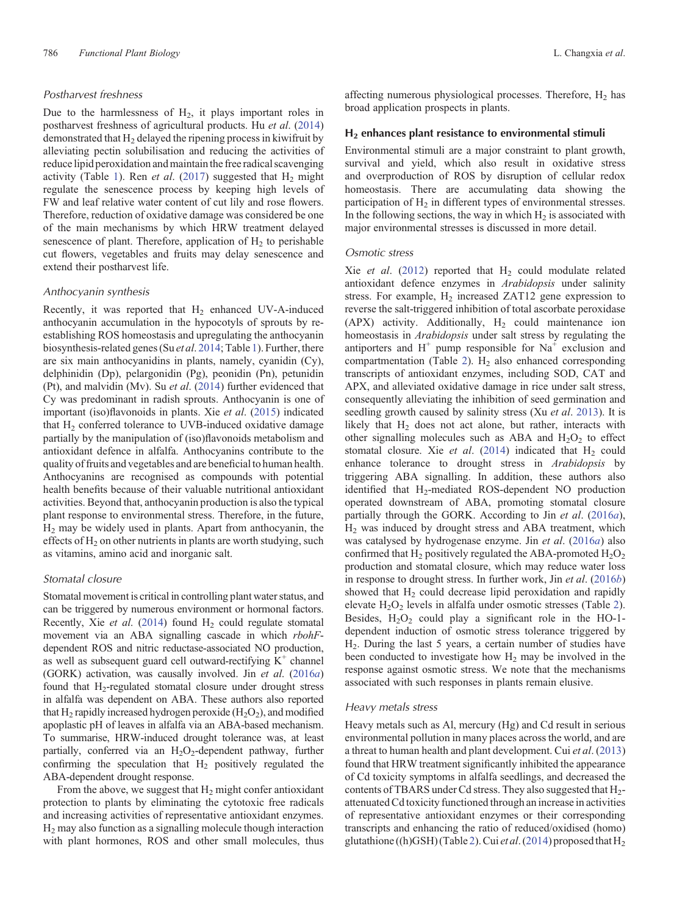### Postharvest freshness

Due to the harmlessness of $H_2$, it plays important roles in postharvest freshness of agricultural products. Hu *et al*. (2014) demonstrated that $H_2$ delayed the ripening process in kiwifruit by alleviating pectin solubilisation and reducing the activities of reduce lipid peroxidation and maintain the free radical scavenging activity (Table 1). Ren *et al*. (2017) suggested that $H_2$ might regulate the senescence process by keeping high levels of FW and leaf relative water content of cut lily and rose flowers. Therefore, reduction of oxidative damage was considered be one of the main mechanisms by which HRW treatment delayed senescence of plant. Therefore, application of $H_2$ to perishable cut flowers, vegetables and fruits may delay senescence and extend their postharvest life.

### Anthocyanin synthesis

Recently, it was reported that $H_2$ enhanced UV-A-induced anthocyanin accumulation in the hypocotyls of sprouts by re-establishing ROS homeostasis and upregulating the anthocyanin biosynthesis-related genes (Su *et al*. 2014; Table 1). Further, there are six main anthocyanidins in plants, namely, cyanidin (Cy), delphinidin (Dp), pelargonidin (Pg), peonidin (Pn), petunidin (Pt), and malvidin (Mv). Su *et al*. (2014) further evidenced that Cy was predominant in radish sprouts. Anthocyanin is one of important (iso)flavonoids in plants. Xie *et al*. (2015) indicated that $H_2$ conferred tolerance to UVB-induced oxidative damage partially by the manipulation of (iso)flavonoids metabolism and antioxidant defence in alfalfa. Anthocyanins contribute to the quality of fruits and vegetables and are beneficial to human health. Anthocyanins are recognised as compounds with potential health benefits because of their valuable nutritional antioxidant activities. Beyond that, anthocyanin production is also the typical plant response to environmental stress. Therefore, in the future, $H_2$ may be widely used in plants. Apart from anthocyanin, the effects of $H_2$ on other nutrients in plants are worth studying, such as vitamins, amino acid and inorganic salt.

### Stomatal closure

Stomatal movement is critical in controlling plant water status, and can be triggered by numerous environment or hormonal factors. Recently, Xie *et al*. (2014) found $H_2$ could regulate stomatal movement via an ABA signalling cascade in which *rbohF*-dependent ROS and nitric reductase-associated NO production, as well as subsequent guard cell outward-rectifying $K^+$ channel (GORK) activation, was causally involved. Jin *et al*. (2016*a*) found that $H_2$-regulated stomatal closure under drought stress in alfalfa was dependent on ABA. These authors also reported that $H_2$ rapidly increased hydrogen peroxide ($H_2O_2$), and modified apoplastic pH of leaves in alfalfa via an ABA-based mechanism. To summarise, HRW-induced drought tolerance was, at least partially, conferred via an $H_2O_2$-dependent pathway, further confirming the speculation that $H_2$ positively regulated the ABA-dependent drought response.

From the above, we suggest that $H_2$ might confer antioxidant protection to plants by eliminating the cytotoxic free radicals and increasing activities of representative antioxidant enzymes. $H_2$ may also function as a signalling molecule though interaction with plant hormones, ROS and other small molecules, thus affecting numerous physiological processes. Therefore, $H_2$ has broad application prospects in plants.

## $H_2$ enhances plant resistance to environmental stimuli

Environmental stimuli are a major constraint to plant growth, survival and yield, which also result in oxidative stress and overproduction of ROS by disruption of cellular redox homeostasis. There are accumulating data showing the participation of $H_2$ in different types of environmental stresses. In the following sections, the way in which $H_2$ is associated with major environmental stresses is discussed in more detail.

### Osmotic stress

Xie *et al*. (2012) reported that $H_2$ could modulate related antioxidant defence enzymes in *Arabidopsis* under salinity stress. For example, $H_2$ increased ZAT12 gene expression to reverse the salt-triggered inhibition of total ascorbate peroxidase (APX) activity. Additionally, $H_2$ could maintenance ion homeostasis in *Arabidopsis* under salt stress by regulating the antiporters and $H^+$ pump responsible for $Na^+$ exclusion and compartmentation (Table 2). $H_2$ also enhanced corresponding transcripts of antioxidant enzymes, including SOD, CAT and APX, and alleviated oxidative damage in rice under salt stress, consequently alleviating the inhibition of seed germination and seedling growth caused by salinity stress (Xu *et al*. 2013). It is likely that $H_2$ does not act alone, but rather, interacts with other signalling molecules such as ABA and $H_2O_2$ to effect stomatal closure. Xie *et al*. (2014) indicated that $H_2$ could enhance tolerance to drought stress in *Arabidopsis* by triggering ABA signalling. In addition, these authors also identified that $H_2$-mediated ROS-dependent NO production operated downstream of ABA, promoting stomatal closure partially through the GORK. According to Jin *et al*. (2016*a*), $H_2$ was induced by drought stress and ABA treatment, which was catalysed by hydrogenase enzyme. Jin *et al*. (2016*a*) also confirmed that $H_2$ positively regulated the ABA-promoted $H_2O_2$ production and stomatal closure, which may reduce water loss in response to drought stress. In further work, Jin *et al*. (2016*b*) showed that $H_2$ could decrease lipid peroxidation and rapidly elevate $H_2O_2$ levels in alfalfa under osmotic stresses (Table 2). Besides, $H_2O_2$ could play a significant role in the HO-1-dependent induction of osmotic stress tolerance triggered by $H_2$. During the last 5 years, a certain number of studies have been conducted to investigate how $H_2$ may be involved in the response against osmotic stress. We note that the mechanisms associated with such responses in plants remain elusive.

### Heavy metals stress

Heavy metals such as Al, mercury (Hg) and Cd result in serious environmental pollution in many places across the world, and are a threat to human health and plant development. Cui *et al*. (2013) found that HRW treatment significantly inhibited the appearance of Cd toxicity symptoms in alfalfa seedlings, and decreased the contents of TBARS under Cd stress. They also suggested that $H_2$-attenuated Cd toxicity functioned through an increase in activities of representative antioxidant enzymes or their corresponding transcripts and enhancing the ratio of reduced/oxidised (homo) glutathione ((h)GSH) (Table 2). Cui *et al*. (2014) proposed that $H_2$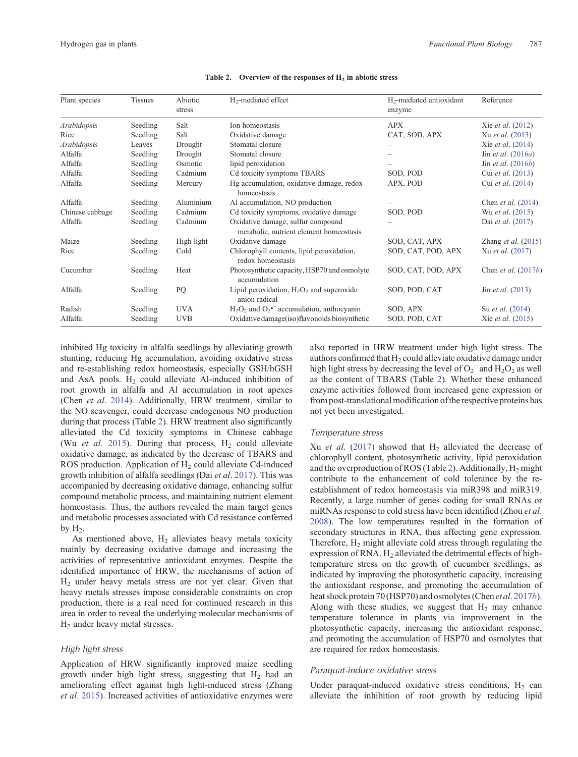**Table 2. Overview of the responses of $H_2$ in abiotic stress**

| Plant species | Tissues | Abiotic stress | $H_2$-mediated effect | $H_2$-mediated antioxidant enzyme | Reference |
|---|---|---|---|---|---|
| *Arabidopsis* | Seedling | Salt | Ion homeostasis | APX | Xie *et al.* (2012) |
| Rice | Seedling | Salt | Oxidative damage | CAT, SOD, APX | Xu *et al.* (2013) |
| *Arabidopsis* | Leaves | Drought | Stomatal closure | – | Xie *et al.* (2014) |
| Alfalfa | Seedling | Drought | Stomatal closure | – | Jin *et al.* (2016*a*) |
| Alfalfa | Seedling | Osmotic | lipid peroxidation | – | Jin *et al.* (2016*b*) |
| Alfalfa | Seedling | Cadmium | Cd toxicity symptoms TBARS | SOD, POD | Cui *et al.* (2013) |
| Alfalfa | Seedling | Mercury | Hg accumulation, oxidative damage, redox homeostasis | APX, POD | Cui *et al.* (2014) |
| Alfalfa | Seedling | Aluminium | Al accumulation, NO production | – | Chen *et al.* (2014) |
| Chinese cabbage | Seedling | Cadmium | Cd toxicity symptoms, oxidative damage | SOD, POD | Wu *et al.* (2015) |
| Alfalfa | Seedling | Cadmium | Oxidative damage, sulfur compound metabolic, nutrient element homeostasis | – | Dai *et al.* (2017) |
| Maize | Seedling | High light | Oxidative damage | SOD, CAT, APX | Zhang *et al.* (2015) |
| Rice | Seedling | Cold | Chlorophyll contents, lipid peroxidation, redox homeostasis | SOD, CAT, POD, APX | Xu *et al.* (2017) |
| Cucumber | Seedling | Heat | Photosynthetic capacity, HSP70 and osmolyte accumulation | SOD, CAT, POD, APX | Chen *et al.* (2017*b*) |
| Alfalfa | Seedling | PQ | Lipid peroxidation, $H_2O_2$ and superoxide anion radical | SOD, POD, CAT | Jin *et al.* (2013) |
| Radish | Seedling | UVA | $H_2O_2$ and $O_2^{\bullet-}$ accumulation, anthocyanin | SOD, APX | Su *et al.* (2014) |
| Alfalfa | Seedling | UVB | Oxidative damage(iso)flavonoids biosynthetic | SOD, POD, CAT | Xie *et al.* (2015) |

inhibited Hg toxicity in alfalfa seedlings by alleviating growth stunting, reducing Hg accumulation, avoiding oxidative stress and re-establishing redox homeostasis, especially GSH/hGSH and AsA pools. $H_2$ could alleviate Al-induced inhibition of root growth in alfalfa and Al accumulation in root apexes (Chen *et al*. 2014). Additionally, HRW treatment, similar to the NO scavenger, could decrease endogenous NO production during that process (Table 2). HRW treatment also significantly alleviated the Cd toxicity symptoms in Chinese cabbage (Wu *et al*. 2015). During that process, $H_2$ could alleviate oxidative damage, as indicated by the decrease of TBARS and ROS production. Application of $H_2$ could alleviate Cd-induced growth inhibition of alfalfa seedlings (Dai *et al*. 2017). This was accompanied by decreasing oxidative damage, enhancing sulfur compound metabolic process, and maintaining nutrient element homeostasis. Thus, the authors revealed the main target genes and metabolic processes associated with Cd resistance conferred by $H_2$.

As mentioned above, $H_2$ alleviates heavy metals toxicity mainly by decreasing oxidative damage and increasing the activities of representative antioxidant enzymes. Despite the identified importance of HRW, the mechanisms of action of $H_2$ under heavy metals stress are not yet clear. Given that heavy metals stresses impose considerable constraints on crop production, there is a real need for continued research in this area in order to reveal the underlying molecular mechanisms of $H_2$ under heavy metal stresses.

### *High light stress*

Application of HRW significantly improved maize seedling growth under high light stress, suggesting that $H_2$ had an ameliorating effect against high light-induced stress (Zhang *et al*. 2015). Increased activities of antioxidative enzymes were also reported in HRW treatment under high light stress. The authors confirmed that $H_2$ could alleviate oxidative damage under high light stress by decreasing the level of $O_2^-$ and $H_2O_2$ as well as the content of TBARS (Table 2). Whether these enhanced enzyme activities followed from increased gene expression or from post-translational modification of the respective proteins has not yet been investigated.

### *Temperature stress*

Xu *et al*. (2017) showed that $H_2$ alleviated the decrease of chlorophyll content, photosynthetic activity, lipid peroxidation and the overproduction of ROS (Table 2). Additionally, $H_2$ might contribute to the enhancement of cold tolerance by the re-establishment of redox homeostasis via miR398 and miR319. Recently, a large number of genes coding for small RNAs or miRNAs response to cold stress have been identified (Zhou *et al*. 2008). The low temperatures resulted in the formation of secondary structures in RNA, thus affecting gene expression. Therefore, $H_2$ might alleviate cold stress through regulating the expression of RNA. $H_2$ alleviated the detrimental effects of high-temperature stress on the growth of cucumber seedlings, as indicated by improving the photosynthetic capacity, increasing the antioxidant response, and promoting the accumulation of heat shock protein 70 (HSP70) and osmolytes (Chen *et al*. 2017*b*). Along with these studies, we suggest that $H_2$ may enhance temperature tolerance in plants via improvement in the photosynthetic capacity, increasing the antioxidant response, and promoting the accumulation of HSP70 and osmolytes that are required for redox homeostasis.

### *Paraquat-induce oxidative stress*

Under paraquat-induced oxidative stress conditions, $H_2$ can alleviate the inhibition of root growth by reducing lipid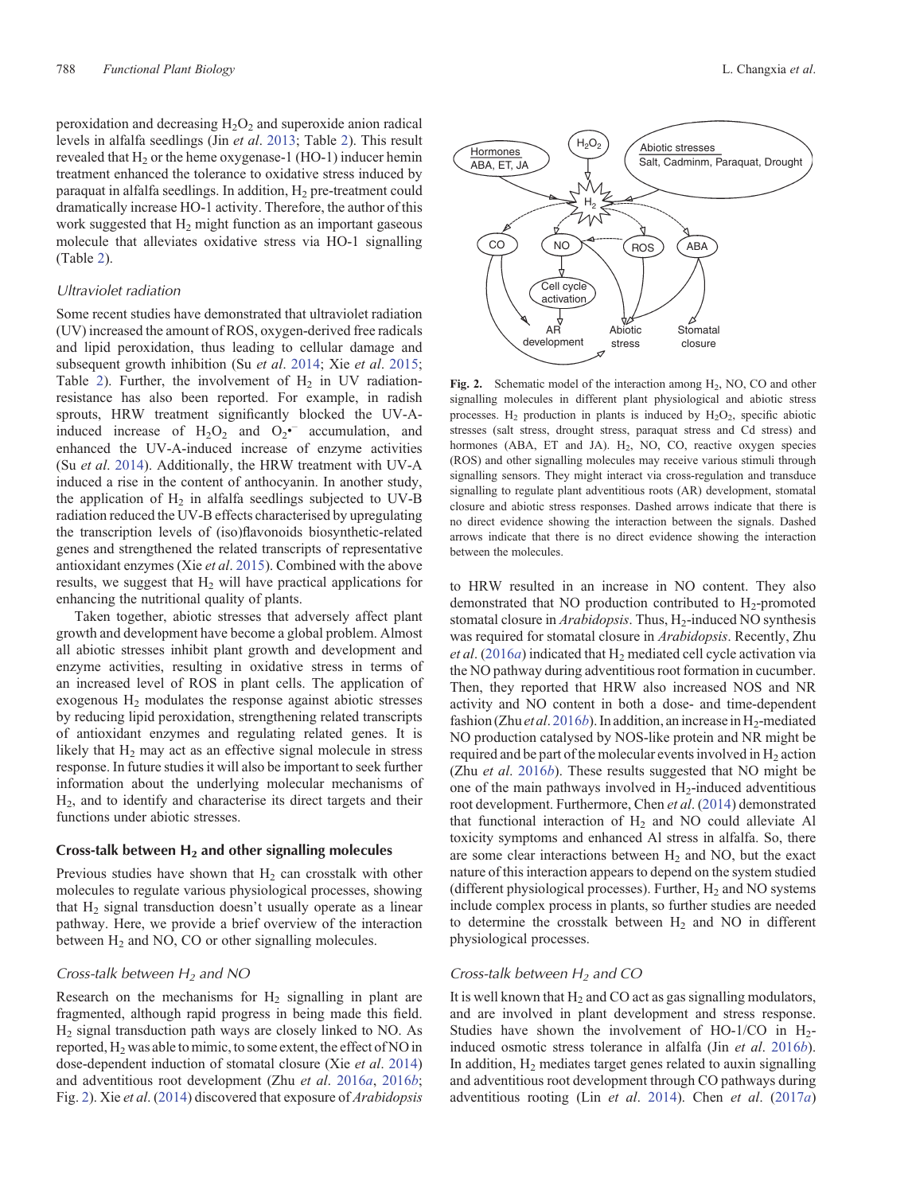peroxidation and decreasing $H_2O_2$ and superoxide anion radical levels in alfalfa seedlings (Jin *et al*. 2013; Table 2). This result revealed that $H_2$ or the heme oxygenase-1 (HO-1) inducer hemin treatment enhanced the tolerance to oxidative stress induced by paraquat in alfalfa seedlings. In addition, $H_2$ pre-treatment could dramatically increase HO-1 activity. Therefore, the author of this work suggested that $H_2$ might function as an important gaseous molecule that alleviates oxidative stress via HO-1 signalling (Table 2).

### *Ultraviolet radiation*

Some recent studies have demonstrated that ultraviolet radiation (UV) increased the amount of ROS, oxygen-derived free radicals and lipid peroxidation, thus leading to cellular damage and subsequent growth inhibition (Su *et al*. 2014; Xie *et al*. 2015; Table 2). Further, the involvement of $H_2$ in UV radiation-resistance has also been reported. For example, in radish sprouts, HRW treatment significantly blocked the UV-A-induced increase of $H_2O_2$ and $O_2^{\bullet -}$ accumulation, and enhanced the UV-A-induced increase of enzyme activities (Su *et al*. 2014). Additionally, the HRW treatment with UV-A induced a rise in the content of anthocyanin. In another study, the application of $H_2$ in alfalfa seedlings subjected to UV-B radiation reduced the UV-B effects characterised by upregulating the transcription levels of (iso)flavonoids biosynthetic-related genes and strengthened the related transcripts of representative antioxidant enzymes (Xie *et al*. 2015). Combined with the above results, we suggest that $H_2$ will have practical applications for enhancing the nutritional quality of plants.

Taken together, abiotic stresses that adversely affect plant growth and development have become a global problem. Almost all abiotic stresses inhibit plant growth and development and enzyme activities, resulting in oxidative stress in terms of an increased level of ROS in plant cells. The application of exogenous $H_2$ modulates the response against abiotic stresses by reducing lipid peroxidation, strengthening related transcripts of antioxidant enzymes and regulating related genes. It is likely that $H_2$ may act as an effective signal molecule in stress response. In future studies it will also be important to seek further information about the underlying molecular mechanisms of $H_2$, and to identify and characterise its direct targets and their functions under abiotic stresses.

## Cross-talk between $H_2$ and other signalling molecules

Previous studies have shown that $H_2$ can crosstalk with other molecules to regulate various physiological processes, showing that $H_2$ signal transduction doesn't usually operate as a linear pathway. Here, we provide a brief overview of the interaction between $H_2$ and NO, CO or other signalling molecules.

### *Cross-talk between $H_2$ and NO*

Research on the mechanisms for $H_2$ signalling in plant are fragmented, although rapid progress in being made this field. $H_2$ signal transduction path ways are closely linked to NO. As reported, $H_2$ was able to mimic, to some extent, the effect of NO in dose-dependent induction of stomatal closure (Xie *et al*. 2014) and adventitious root development (Zhu *et al*. 2016*a*, 2016*b*; Fig. 2). Xie *et al*. (2014) discovered that exposure of *Arabidopsis* to HRW resulted in an increase in NO content. They also demonstrated that NO production contributed to $H_2$-promoted stomatal closure in *Arabidopsis*. Thus, $H_2$-induced NO synthesis was required for stomatal closure in *Arabidopsis*. Recently, Zhu *et al*. (2016*a*) indicated that $H_2$ mediated cell cycle activation via the NO pathway during adventitious root formation in cucumber. Then, they reported that HRW also increased NOS and NR activity and NO content in both a dose- and time-dependent fashion (Zhu *et al*. 2016*b*). In addition, an increase in $H_2$-mediated NO production catalysed by NOS-like protein and NR might be required and be part of the molecular events involved in $H_2$ action (Zhu *et al*. 2016*b*). These results suggested that NO might be one of the main pathways involved in $H_2$-induced adventitious root development. Furthermore, Chen *et al*. (2014) demonstrated that functional interaction of $H_2$ and NO could alleviate Al toxicity symptoms and enhanced Al stress in alfalfa. So, there are some clear interactions between $H_2$ and NO, but the exact nature of this interaction appears to depend on the system studied (different physiological processes). Further, $H_2$ and NO systems include complex process in plants, so further studies are needed to determine the crosstalk between $H_2$ and NO in different physiological processes.

**Fig. 2.** Schematic model of the interaction among $H_2$, NO, CO and other signalling molecules in different plant physiological and abiotic stress processes. $H_2$ production in plants is induced by $H_2O_2$, specific abiotic stresses (salt stress, drought stress, paraquat stress and Cd stress) and hormones (ABA, ET and JA). $H_2$, NO, CO, reactive oxygen species (ROS) and other signalling molecules may receive various stimuli through signalling sensors. They might interact via cross-regulation and transduce signalling to regulate plant adventitious roots (AR) development, stomatal closure and abiotic stress responses. Dashed arrows indicate that there is no direct evidence showing the interaction between the signals. Dashed arrows indicate that there is no direct evidence showing the interaction between the molecules.

### *Cross-talk between $H_2$ and CO*

It is well known that $H_2$ and CO act as gas signalling modulators, and are involved in plant development and stress response. Studies have shown the involvement of HO-1/CO in $H_2$-induced osmotic stress tolerance in alfalfa (Jin *et al*. 2016*b*). In addition, $H_2$ mediates target genes related to auxin signalling and adventitious root development through CO pathways during adventitious rooting (Lin *et al*. 2014). Chen *et al*. (2017*a*)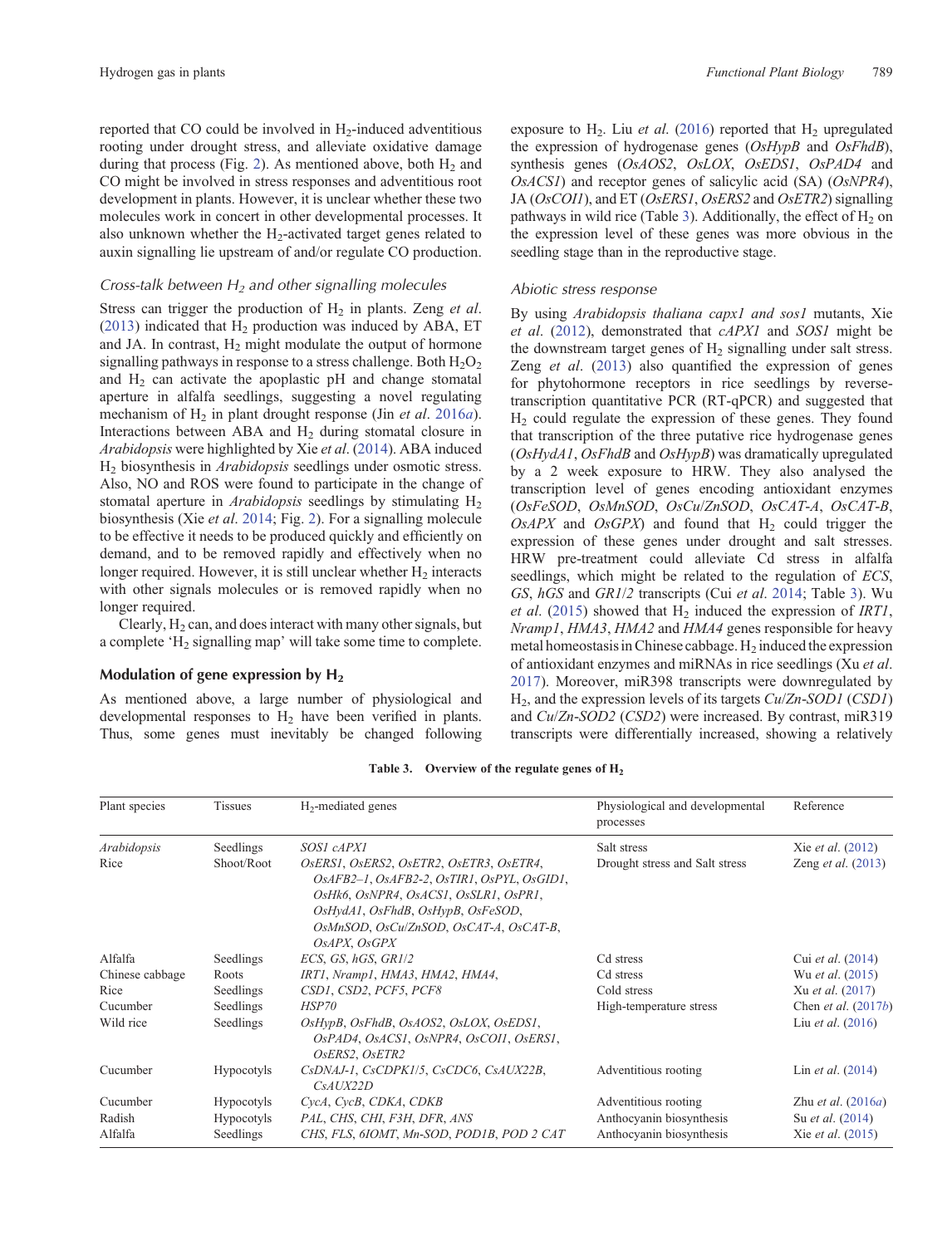reported that CO could be involved in $H_2$-induced adventitious rooting under drought stress, and alleviate oxidative damage during that process (Fig. 2). As mentioned above, both $H_2$ and CO might be involved in stress responses and adventitious root development in plants. However, it is unclear whether these two molecules work in concert in other developmental processes. It also unknown whether the $H_2$-activated target genes related to auxin signalling lie upstream of and/or regulate CO production.

### Cross-talk between $H_2$ and other signalling molecules

Stress can trigger the production of $H_2$ in plants. Zeng *et al*. (2013) indicated that $H_2$ production was induced by ABA, ET and JA. In contrast, $H_2$ might modulate the output of hormone signalling pathways in response to a stress challenge. Both $H_2O_2$ and $H_2$ can activate the apoplastic pH and change stomatal aperture in alfalfa seedlings, suggesting a novel regulating mechanism of $H_2$ in plant drought response (Jin *et al*. 2016*a*). Interactions between ABA and $H_2$ during stomatal closure in *Arabidopsis* were highlighted by Xie *et al*. (2014). ABA induced $H_2$ biosynthesis in *Arabidopsis* seedlings under osmotic stress. Also, NO and ROS were found to participate in the change of stomatal aperture in *Arabidopsis* seedlings by stimulating $H_2$ biosynthesis (Xie *et al*. 2014; Fig. 2). For a signalling molecule to be effective it needs to be produced quickly and efficiently on demand, and to be removed rapidly and effectively when no longer required. However, it is still unclear whether $H_2$ interacts with other signals molecules or is removed rapidly when no longer required.

Clearly, $H_2$ can, and does interact with many other signals, but a complete '$H_2$ signalling map' will take some time to complete.

## Modulation of gene expression by $H_2$

As mentioned above, a large number of physiological and developmental responses to $H_2$ have been verified in plants. Thus, some genes must inevitably be changed following exposure to $H_2$. Liu *et al*. (2016) reported that $H_2$ upregulated the expression of hydrogenase genes (*OsHypB* and *OsFhdB*), synthesis genes (*OsAOS2*, *OsLOX*, *OsEDS1*, *OsPAD4* and *OsACS1*) and receptor genes of salicylic acid (SA) (*OsNPR4*), JA (*OsCOI1*), and ET (*OsERS1*, *OsERS2* and *OsETR2*) signalling pathways in wild rice (Table 3). Additionally, the effect of $H_2$ on the expression level of these genes was more obvious in the seedling stage than in the reproductive stage.

### Abiotic stress response

By using *Arabidopsis thaliana capx1 and sos1* mutants, Xie *et al*. (2012), demonstrated that *cAPX1* and *SOS1* might be the downstream target genes of $H_2$ signalling under salt stress. Zeng *et al*. (2013) also quantified the expression of genes for phytohormone receptors in rice seedlings by reverse-transcription quantitative PCR (RT-qPCR) and suggested that $H_2$ could regulate the expression of these genes. They found that transcription of the three putative rice hydrogenase genes (*OsHydA1*, *OsFhdB* and *OsHypB*) was dramatically upregulated by a 2 week exposure to HRW. They also analysed the transcription level of genes encoding antioxidant enzymes (*OsFeSOD*, *OsMnSOD*, *OsCu/ZnSOD*, *OsCAT-A*, *OsCAT-B*, *OsAPX* and *OsGPX*) and found that $H_2$ could trigger the expression of these genes under drought and salt stresses. HRW pre-treatment could alleviate Cd stress in alfalfa seedlings, which might be related to the regulation of *ECS*, *GS*, *hGS* and *GR1/2* transcripts (Cui *et al*. 2014; Table 3). Wu *et al*. (2015) showed that $H_2$ induced the expression of *IRT1*, *Nramp1*, *HMA3*, *HMA2* and *HMA4* genes responsible for heavy metal homeostasis in Chinese cabbage. $H_2$ induced the expression of antioxidant enzymes and miRNAs in rice seedlings (Xu *et al*. 2017). Moreover, miR398 transcripts were downregulated by $H_2$, and the expression levels of its targets *Cu/Zn-SOD1* (*CSD1*) and *Cu/Zn-SOD2* (*CSD2*) were increased. By contrast, miR319 transcripts were differentially increased, showing a relatively

**Table 3. Overview of the regulate genes of $H_2$**

| Plant species | Tissues | $H_2$-mediated genes | Physiological and developmental processes | Reference |
|---|---|---|---|---|
| *Arabidopsis* | Seedlings | *SOS1 cAPX1* | Salt stress | Xie *et al*. (2012) |
| Rice | Shoot/Root | *OsERS1*, *OsERS2*, *OsETR2*, *OsETR3*, *OsETR4*, *OsAFB2–1*, *OsAFB2-2*, *OsTIR1*, *OsPYL*, *OsGID1*, *OsHk6*, *OsNPR4*, *OsACS1*, *OsSLR1*, *OsPR1*, *OsHydA1*, *OsFhdB*, *OsHypB*, *OsFeSOD*, *OsMnSOD*, *OsCu/ZnSOD*, *OsCAT-A*, *OsCAT-B*, *OsAPX*, *OsGPX* | Drought stress and Salt stress | Zeng *et al*. (2013) |
| Alfalfa | Seedlings | *ECS*, *GS*, *hGS*, *GR1/2* | Cd stress | Cui *et al*. (2014) |
| Chinese cabbage | Roots | *IRT1*, *Nramp1*, *HMA3*, *HMA2*, *HMA4*, | Cd stress | Wu *et al*. (2015) |
| Rice | Seedlings | *CSD1*, *CSD2*, *PCF5*, *PCF8* | Cold stress | Xu *et al*. (2017) |
| Cucumber | Seedlings | *HSP70* | High-temperature stress | Chen *et al*. (2017*b*) |
| Wild rice | Seedlings | *OsHypB*, *OsFhdB*, *OsAOS2*, *OsLOX*, *OsEDS1*, *OsPAD4*, *OsACS1*, *OsNPR4*, *OsCOI1*, *OsERS1*, *OsERS2*, *OsETR2* | | Liu *et al*. (2016) |
| Cucumber | Hypocotyls | *CsDNAJ-1*, *CsCDPK1/5*, *CsCDC6*, *CsAUX22B*, *CsAUX22D* | Adventitious rooting | Lin *et al*. (2014) |
| Cucumber | Hypocotyls | *CycA*, *CycB*, *CDKA*, *CDKB* | Adventitious rooting | Zhu *et al*. (2016*a*) |
| Radish | Hypocotyls | *PAL*, *CHS*, *CHI*, *F3H*, *DFR*, *ANS* | Anthocyanin biosynthesis | Su *et al*. (2014) |
| Alfalfa | Seedlings | *CHS*, *FLS*, *6IOMT*, *Mn-SOD*, *POD1B*, *POD 2 CAT* | Anthocyanin biosynthesis | Xie *et al*. (2015) |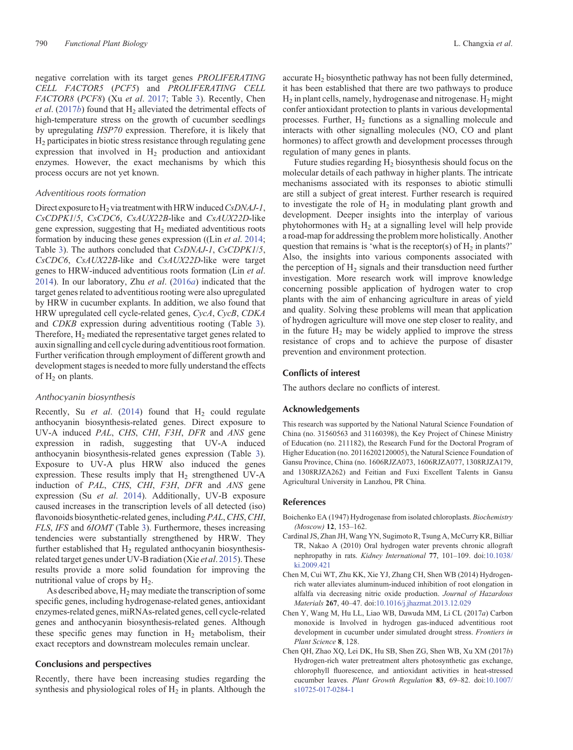negative correlation with its target genes *PROLIFERATING CELL FACTOR5* (*PCF5*) and *PROLIFERATING CELL FACTOR8* (*PCF8*) (Xu *et al*. 2017; Table 3). Recently, Chen *et al*. (2017*b*) found that $H_2$ alleviated the detrimental effects of high-temperature stress on the growth of cucumber seedlings by upregulating *HSP70* expression. Therefore, it is likely that $H_2$ participates in biotic stress resistance through regulating gene expression that involved in $H_2$ production and antioxidant enzymes. However, the exact mechanisms by which this process occurs are not yet known.

### Adventitious roots formation

Direct exposure to $H_2$ via treatment with HRW induced *CsDNAJ-1*, *CsCDPK1/5*, *CsCDC6*, *CsAUX22B*-like and *CsAUX22D*-like gene expression, suggesting that $H_2$ mediated adventitious roots formation by inducing these genes expression ((Lin *et al*. 2014; Table 3). The authors concluded that *CsDNAJ-1*, *CsCDPK1/5*, *CsCDC6*, *CsAUX22B*-like and *CsAUX22D*-like were target genes to HRW-induced adventitious roots formation (Lin *et al*. 2014). In our laboratory, Zhu *et al*. (2016*a*) indicated that the target genes related to adventitious rooting were also upregulated by HRW in cucumber explants. In addition, we also found that HRW upregulated cell cycle-related genes, *CycA*, *CycB*, *CDKA* and *CDKB* expression during adventitious rooting (Table 3). Therefore, $H_2$ mediated the representative target genes related to auxin signalling and cell cycle during adventitious root formation. Further verification through employment of different growth and development stages is needed to more fully understand the effects of $H_2$ on plants.

### Anthocyanin biosynthesis

Recently, Su *et al*. (2014) found that $H_2$ could regulate anthocyanin biosynthesis-related genes. Direct exposure to UV-A induced *PAL*, *CHS*, *CHI*, *F3H*, *DFR* and *ANS* gene expression in radish, suggesting that UV-A induced anthocyanin biosynthesis-related genes expression (Table 3). Exposure to UV-A plus HRW also induced the genes expression. These results imply that $H_2$ strengthened UV-A induction of *PAL*, *CHS*, *CHI*, *F3H*, *DFR* and *ANS* gene expression (Su *et al*. 2014). Additionally, UV-B exposure caused increases in the transcription levels of all detected (iso) flavonoids biosynthetic-related genes, including *PAL*, *CHS*, *CHI*, *FLS*, *IFS* and *6IOMT* (Table 3). Furthermore, theses increasing tendencies were substantially strengthened by HRW. They further established that $H_2$ regulated anthocyanin biosynthesis-related target genes under UV-B radiation (Xie *et al*. 2015). These results provide a more solid foundation for improving the nutritional value of crops by $H_2$.

As described above, $H_2$ may mediate the transcription of some specific genes, including hydrogenase-related genes, antioxidant enzymes-related genes, miRNAs-related genes, cell cycle-related genes and anthocyanin biosynthesis-related genes. Although these specific genes may function in $H_2$ metabolism, their exact receptors and downstream molecules remain unclear.

## Conclusions and perspectives

Recently, there have been increasing studies regarding the synthesis and physiological roles of $H_2$ in plants. Although the accurate $H_2$ biosynthetic pathway has not been fully determined, it has been established that there are two pathways to produce $H_2$ in plant cells, namely, hydrogenase and nitrogenase. $H_2$ might confer antioxidant protection to plants in various developmental processes. Further, $H_2$ functions as a signalling molecule and interacts with other signalling molecules (NO, CO and plant hormones) to affect growth and development processes through regulation of many genes in plants.

Future studies regarding $H_2$ biosynthesis should focus on the molecular details of each pathway in higher plants. The intricate mechanisms associated with its responses to abiotic stimulli are still a subject of great interest. Further research is required to investigate the role of $H_2$ in modulating plant growth and development. Deeper insights into the interplay of various phytohormones with $H_2$ at a signalling level will help provide a road-map for addressing the problem more holistically. Another question that remains is 'what is the receptor(s) of $H_2$ in plants?' Also, the insights into various components associated with the perception of $H_2$ signals and their transduction need further investigation. More research work will improve knowledge concerning possible application of hydrogen water to crop plants with the aim of enhancing agriculture in areas of yield and quality. Solving these problems will mean that application of hydrogen agriculture will move one step closer to reality, and in the future $H_2$ may be widely applied to improve the stress resistance of crops and to achieve the purpose of disaster prevention and environment protection.

## Conflicts of interest

The authors declare no conflicts of interest.

## Acknowledgements

This research was supported by the National Natural Science Foundation of China (no. 31560563 and 31160398), the Key Project of Chinese Ministry of Education (no. 211182), the Research Fund for the Doctoral Program of Higher Education (no. 20116202120005), the Natural Science Foundation of Gansu Province, China (no. 1606RJZA073, 1606RJZA077, 1308RJZA179, and 1308RJZA262) and Feitian and Fuxi Excellent Talents in Gansu Agricultural University in Lanzhou, PR China.

## References

Boichenko EA (1947) Hydrogenase from isolated chloroplasts. *Biochemistry (Moscow)* **12**, 153–162.

Cardinal JS, Zhan JH, Wang YN, Sugimoto R, Tsung A, McCurry KR, Billiar TR, Nakao A (2010) Oral hydrogen water prevents chronic allograft nephropathy in rats. *Kidney International* **77**, 101–109. doi:10.1038/ki.2009.421

Chen M, Cui WT, Zhu KK, Xie YJ, Zhang CH, Shen WB (2014) Hydrogen-rich water alleviates aluminum-induced inhibition of root elongation in alfalfa via decreasing nitric oxide production. *Journal of Hazardous Materials* **267**, 40–47. doi:10.1016/j.jhazmat.2013.12.029

Chen Y, Wang M, Hu LL, Liao WB, Dawuda MM, Li CL (2017*a*) Carbon monoxide is Involved in hydrogen gas-induced adventitious root development in cucumber under simulated drought stress. *Frontiers in Plant Science* **8**, 128.

Chen QH, Zhao XQ, Lei DK, Hu SB, Shen ZG, Shen WB, Xu XM (2017*b*) Hydrogen-rich water pretreatment alters photosynthetic gas exchange, chlorophyll fluorescence, and antioxidant activities in heat-stressed cucumber leaves. *Plant Growth Regulation* **83**, 69–82. doi:10.1007/s10725-017-0284-1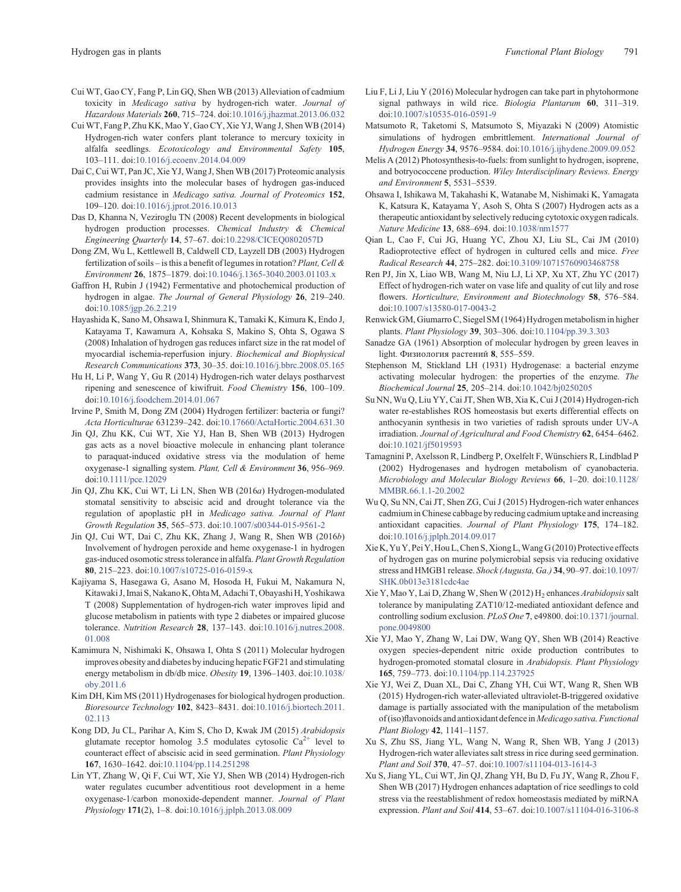Cui WT, Gao CY, Fang P, Lin GQ, Shen WB (2013) Alleviation of cadmium toxicity in *Medicago sativa* by hydrogen-rich water. *Journal of Hazardous Materials* **260**, 715–724. doi:10.1016/j.jhazmat.2013.06.032

Cui WT, Fang P, Zhu KK, Mao Y, Gao CY, Xie YJ, Wang J, Shen WB (2014) Hydrogen-rich water confers plant tolerance to mercury toxicity in alfalfa seedlings. *Ecotoxicology and Environmental Safety* **105**, 103–111. doi:10.1016/j.ecoenv.2014.04.009

Dai C, Cui WT, Pan JC, Xie YJ, Wang J, Shen WB (2017) Proteomic analysis provides insights into the molecular bases of hydrogen gas-induced cadmium resistance in *Medicago sativa*. *Journal of Proteomics* **152**, 109–120. doi:10.1016/j.jprot.2016.10.013

Das D, Khanna N, Veziroglu TN (2008) Recent developments in biological hydrogen production processes. *Chemical Industry & Chemical Engineering Quarterly* **14**, 57–67. doi:10.2298/CICEQ0802057D

Dong ZM, Wu L, Kettlewell B, Caldwell CD, Layzell DB (2003) Hydrogen fertilization of soils – is this a benefit of legumes in rotation? *Plant, Cell & Environment* **26**, 1875–1879. doi:10.1046/j.1365-3040.2003.01103.x

Gaffron H, Rubin J (1942) Fermentative and photochemical production of hydrogen in algae. *The Journal of General Physiology* **26**, 219–240. doi:10.1085/jgp.26.2.219

Hayashida K, Sano M, Ohsawa I, Shinmura K, Tamaki K, Kimura K, Endo J, Katayama T, Kawamura A, Kohsaka S, Makino S, Ohta S, Ogawa S (2008) Inhalation of hydrogen gas reduces infarct size in the rat model of myocardial ischemia-reperfusion injury. *Biochemical and Biophysical Research Communications* **373**, 30–35. doi:10.1016/j.bbrc.2008.05.165

Hu H, Li P, Wang Y, Gu R (2014) Hydrogen-rich water delays postharvest ripening and senescence of kiwifruit. *Food Chemistry* **156**, 100–109. doi:10.1016/j.foodchem.2014.01.067

Irvine P, Smith M, Dong ZM (2004) Hydrogen fertilizer: bacteria or fungi? *Acta Horticulturae* 631239–242. doi:10.17660/ActaHortic.2004.631.30

Jin QJ, Zhu KK, Cui WT, Xie YJ, Han B, Shen WB (2013) Hydrogen gas acts as a novel bioactive molecule in enhancing plant tolerance to paraquat-induced oxidative stress via the modulation of heme oxygenase-1 signalling system. *Plant, Cell & Environment* **36**, 956–969. doi:10.1111/pce.12029

Jin QJ, Zhu KK, Cui WT, Li LN, Shen WB (2016*a*) Hydrogen-modulated stomatal sensitivity to abscisic acid and drought tolerance via the regulation of apoplastic pH in *Medicago sativa*. *Journal of Plant Growth Regulation* **35**, 565–573. doi:10.1007/s00344-015-9561-2

Jin QJ, Cui WT, Dai C, Zhu KK, Zhang J, Wang R, Shen WB (2016*b*) Involvement of hydrogen peroxide and heme oxygenase-1 in hydrogen gas-induced osomotic stress tolerance in alfalfa. *Plant Growth Regulation* **80**, 215–223. doi:10.1007/s10725-016-0159-x

Kajiyama S, Hasegawa G, Asano M, Hosoda H, Fukui M, Nakamura N, Kitawaki J, Imai S, Nakano K, Ohta M, Adachi T, Obayashi H, Yoshikawa T (2008) Supplementation of hydrogen-rich water improves lipid and glucose metabolism in patients with type 2 diabetes or impaired glucose tolerance. *Nutrition Research* **28**, 137–143. doi:10.1016/j.nutres.2008.01.008

Kamimura N, Nishimaki K, Ohsawa I, Ohta S (2011) Molecular hydrogen improves obesity and diabetes by inducing hepatic FGF21 and stimulating energy metabolism in db/db mice. *Obesity* **19**, 1396–1403. doi:10.1038/oby.2011.6

Kim DH, Kim MS (2011) Hydrogenases for biological hydrogen production. *Bioresource Technology* **102**, 8423–8431. doi:10.1016/j.biortech.2011.02.113

Kong DD, Ju CL, Parihar A, Kim S, Cho D, Kwak JM (2015) *Arabidopsis* glutamate receptor homolog 3.5 modulates cytosolic $Ca^{2+}$ level to counteract effect of abscisic acid in seed germination. *Plant Physiology* **167**, 1630–1642. doi:10.1104/pp.114.251298

Lin YT, Zhang W, Qi F, Cui WT, Xie YJ, Shen WB (2014) Hydrogen-rich water regulates cucumber adventitious root development in a heme oxygenase-1/carbon monoxide-dependent manner. *Journal of Plant Physiology* **171**(2), 1–8. doi:10.1016/j.jplph.2013.08.009

Liu F, Li J, Liu Y (2016) Molecular hydrogen can take part in phytohormone signal pathways in wild rice. *Biologia Plantarum* **60**, 311–319. doi:10.1007/s10535-016-0591-9

Matsumoto R, Taketomi S, Matsumoto S, Miyazaki N (2009) Atomistic simulations of hydrogen embrittlement. *International Journal of Hydrogen Energy* **34**, 9576–9584. doi:10.1016/j.ijhydene.2009.09.052

Melis A (2012) Photosynthesis-to-fuels: from sunlight to hydrogen, isoprene, and botryococcene production. *Wiley Interdisciplinary Reviews. Energy and Environment* **5**, 5531–5539.

Ohsawa I, Ishikawa M, Takahashi K, Watanabe M, Nishimaki K, Yamagata K, Katsura K, Katayama Y, Asoh S, Ohta S (2007) Hydrogen acts as a therapeutic antioxidant by selectively reducing cytotoxic oxygen radicals. *Nature Medicine* **13**, 688–694. doi:10.1038/nm1577

Qian L, Cao F, Cui JG, Huang YC, Zhou XJ, Liu SL, Cai JM (2010) Radioprotective effect of hydrogen in cultured cells and mice. *Free Radical Research* **44**, 275–282. doi:10.3109/10715760903468758

Ren PJ, Jin X, Liao WB, Wang M, Niu LJ, Li XP, Xu XT, Zhu YC (2017) Effect of hydrogen-rich water on vase life and quality of cut lily and rose flowers. *Horticulture, Environment and Biotechnology* **58**, 576–584. doi:10.1007/s13580-017-0043-2

Renwick GM, Giumarro C, Siegel SM (1964) Hydrogen metabolism in higher plants. *Plant Physiology* **39**, 303–306. doi:10.1104/pp.39.3.303

Sanadze GA (1961) Absorption of molecular hydrogen by green leaves in light. *Физиология растений* **8**, 555–559.

Stephenson M, Stickland LH (1931) Hydrogenase: a bacterial enzyme activating molecular hydrogen: the properties of the enzyme. *The Biochemical Journal* **25**, 205–214. doi:10.1042/bj0250205

Su NN, Wu Q, Liu YY, Cai JT, Shen WB, Xia K, Cui J (2014) Hydrogen-rich water re-establishes ROS homeostasis but exerts differential effects on anthocyanin synthesis in two varieties of radish sprouts under UV-A irradiation. *Journal of Agricultural and Food Chemistry* **62**, 6454–6462. doi:10.1021/jf5019593

Tamagnini P, Axelsson R, Lindberg P, Oxelfelt F, Wünschiers R, Lindblad P (2002) Hydrogenases and hydrogen metabolism of cyanobacteria. *Microbiology and Molecular Biology Reviews* **66**, 1–20. doi:10.1128/MMBR.66.1.1-20.2002

Wu Q, Su NN, Cai JT, Shen ZG, Cui J (2015) Hydrogen-rich water enhances cadmium in Chinese cabbage by reducing cadmium uptake and increasing antioxidant capacities. *Journal of Plant Physiology* **175**, 174–182. doi:10.1016/j.jplph.2014.09.017

Xie K, Yu Y, Pei Y, Hou L, Chen S, Xiong L, Wang G (2010) Protective effects of hydrogen gas on murine polymicrobial sepsis via reducing oxidative stress and HMGB1 release. *Shock (Augusta, Ga.)* **34**, 90–97. doi:10.1097/SHK.0b013e3181cdc4ae

Xie Y, Mao Y, Lai D, Zhang W, Shen W (2012) $H_2$ enhances *Arabidopsis* salt tolerance by manipulating ZAT10/12-mediated antioxidant defence and controlling sodium exclusion. *PLoS One* **7**, e49800. doi:10.1371/journal.pone.0049800

Xie YJ, Mao Y, Zhang W, Lai DW, Wang QY, Shen WB (2014) Reactive oxygen species-dependent nitric oxide production contributes to hydrogen-promoted stomatal closure in *Arabidopsis*. *Plant Physiology* **165**, 759–773. doi:10.1104/pp.114.237925

Xie YJ, Wei Z, Duan XL, Dai C, Zhang YH, Cui WT, Wang R, Shen WB (2015) Hydrogen-rich water-alleviated ultraviolet-B-triggered oxidative damage is partially associated with the manipulation of the metabolism of (iso)flavonoids and antioxidant defence in *Medicago sativa*. *Functional Plant Biology* **42**, 1141–1157.

Xu S, Zhu SS, Jiang YL, Wang N, Wang R, Shen WB, Yang J (2013) Hydrogen-rich water alleviates salt stress in rice during seed germination. *Plant and Soil* **370**, 47–57. doi:10.1007/s11104-013-1614-3

Xu S, Jiang YL, Cui WT, Jin QJ, Zhang YH, Bu D, Fu JY, Wang R, Zhou F, Shen WB (2017) Hydrogen enhances adaptation of rice seedlings to cold stress via the reestablishment of redox homeostasis mediated by miRNA expression. *Plant and Soil* **414**, 53–67. doi:10.1007/s11104-016-3106-8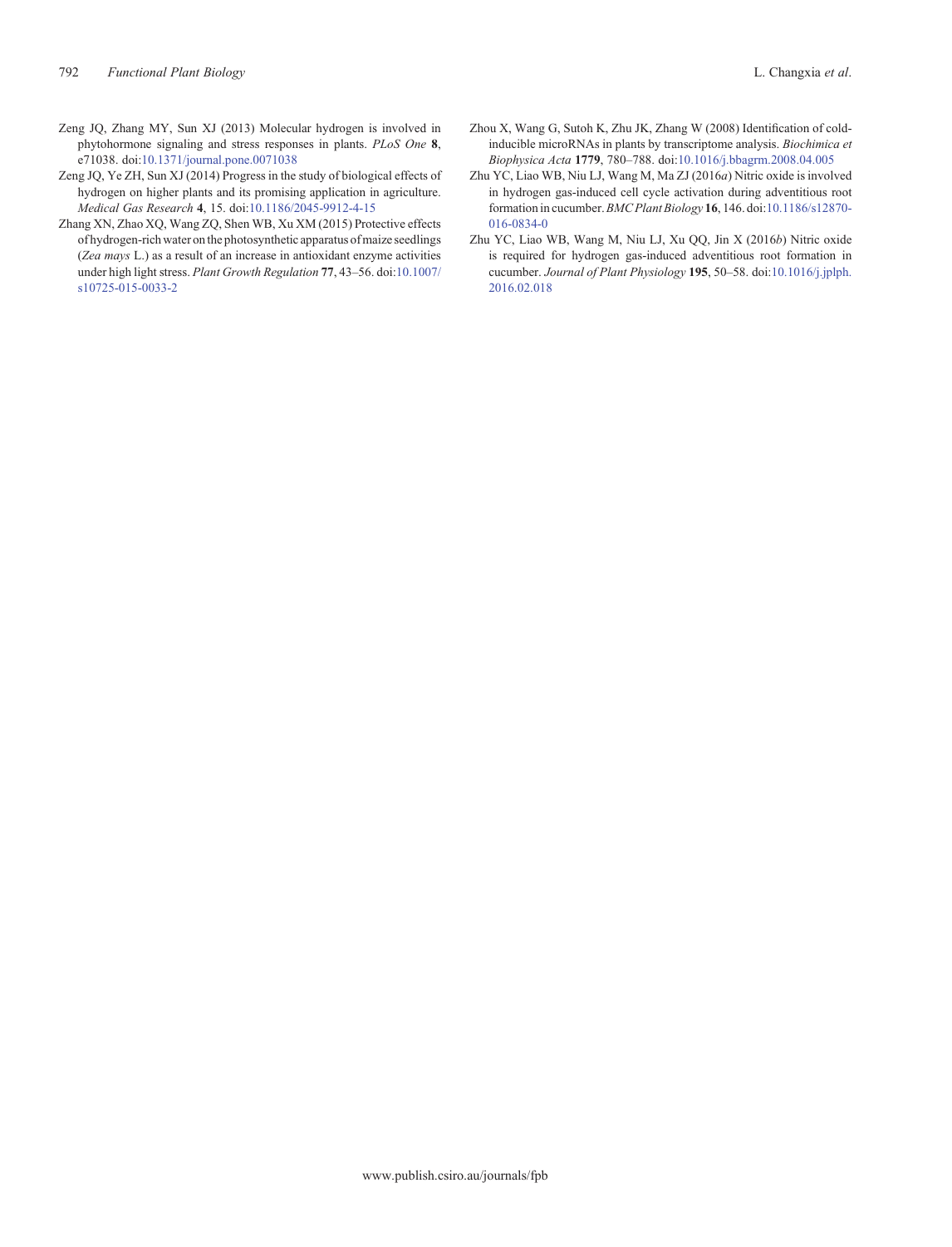Zeng JQ, Zhang MY, Sun XJ (2013) Molecular hydrogen is involved in phytohormone signaling and stress responses in plants. *PLoS One* **8**, e71038. doi:10.1371/journal.pone.0071038

Zeng JQ, Ye ZH, Sun XJ (2014) Progress in the study of biological effects of hydrogen on higher plants and its promising application in agriculture. *Medical Gas Research* **4**, 15. doi:10.1186/2045-9912-4-15

Zhang XN, Zhao XQ, Wang ZQ, Shen WB, Xu XM (2015) Protective effects of hydrogen-rich water on the photosynthetic apparatus of maize seedlings (*Zea mays* L.) as a result of an increase in antioxidant enzyme activities under high light stress. *Plant Growth Regulation* **77**, 43–56. doi:10.1007/s10725-015-0033-2

Zhou X, Wang G, Sutoh K, Zhu JK, Zhang W (2008) Identification of cold-inducible microRNAs in plants by transcriptome analysis. *Biochimica et Biophysica Acta* **1779**, 780–788. doi:10.1016/j.bbagrm.2008.04.005

Zhu YC, Liao WB, Niu LJ, Wang M, Ma ZJ (2016*a*) Nitric oxide is involved in hydrogen gas-induced cell cycle activation during adventitious root formation in cucumber. *BMC Plant Biology* **16**, 146. doi:10.1186/s12870-016-0834-0

Zhu YC, Liao WB, Wang M, Niu LJ, Xu QQ, Jin X (2016*b*) Nitric oxide is required for hydrogen gas-induced adventitious root formation in cucumber. *Journal of Plant Physiology* **195**, 50–58. doi:10.1016/j.jplph.2016.02.018